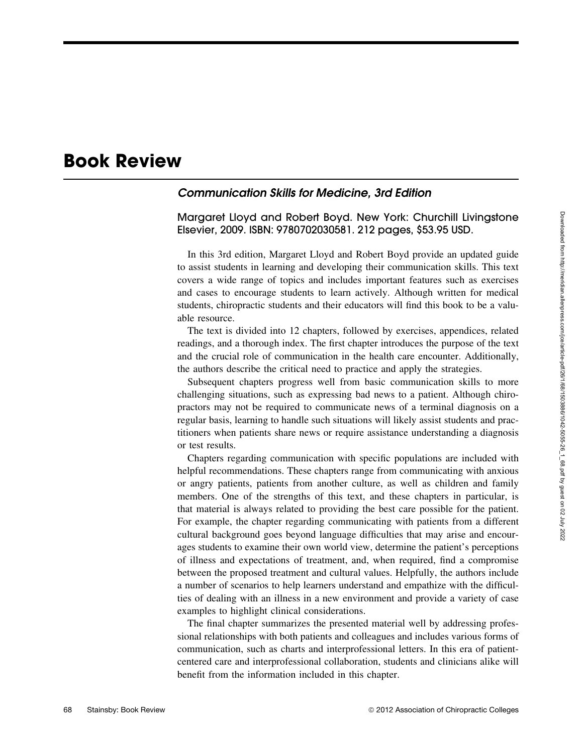# Book Review

## *Communication Skills for Medicine, 3rd Edition*

Margaret Lloyd and Robert Boyd. New York: Churchill Livingstone Elsevier, 2009. ISBN: 9780702030581. 212 pages, $53.95 USD.

In this 3rd edition, Margaret Lloyd and Robert Boyd provide an updated guide to assist students in learning and developing their communication skills. This text covers a wide range of topics and includes important features such as exercises and cases to encourage students to learn actively. Although written for medical students, chiropractic students and their educators will find this book to be a valuable resource.

The text is divided into 12 chapters, followed by exercises, appendices, related readings, and a thorough index. The first chapter introduces the purpose of the text and the crucial role of communication in the health care encounter. Additionally, the authors describe the critical need to practice and apply the strategies.

Subsequent chapters progress well from basic communication skills to more challenging situations, such as expressing bad news to a patient. Although chiropractors may not be required to communicate news of a terminal diagnosis on a regular basis, learning to handle such situations will likely assist students and practitioners when patients share news or require assistance understanding a diagnosis or test results.

Chapters regarding communication with specific populations are included with helpful recommendations. These chapters range from communicating with anxious or angry patients, patients from another culture, as well as children and family members. One of the strengths of this text, and these chapters in particular, is that material is always related to providing the best care possible for the patient. For example, the chapter regarding communicating with patients from a different cultural background goes beyond language difficulties that may arise and encourages students to examine their own world view, determine the patient's perceptions of illness and expectations of treatment, and, when required, find a compromise between the proposed treatment and cultural values. Helpfully, the authors include a number of scenarios to help learners understand and empathize with the difficulties of dealing with an illness in a new environment and provide a variety of case examples to highlight clinical considerations.

The final chapter summarizes the presented material well by addressing professional relationships with both patients and colleagues and includes various forms of communication, such as charts and interprofessional letters. In this era of patient-centered care and interprofessional collaboration, students and clinicians alike will benefit from the information included in this chapter.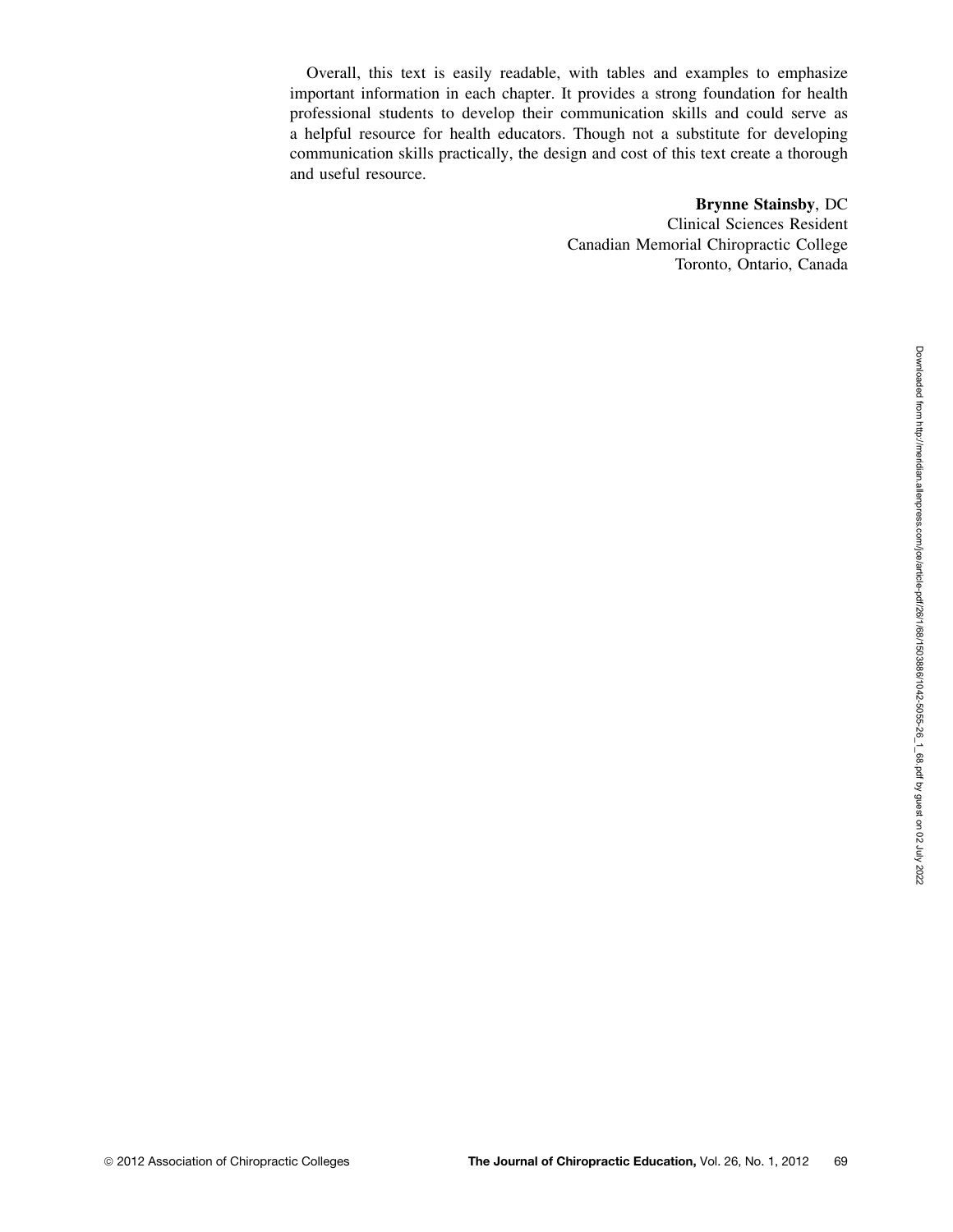Overall, this text is easily readable, with tables and examples to emphasize important information in each chapter. It provides a strong foundation for health professional students to develop their communication skills and could serve as a helpful resource for health educators. Though not a substitute for developing communication skills practically, the design and cost of this text create a thorough and useful resource.

**Brynne Stainsby**, DC
Clinical Sciences Resident
Canadian Memorial Chiropractic College
Toronto, Ontario, Canada